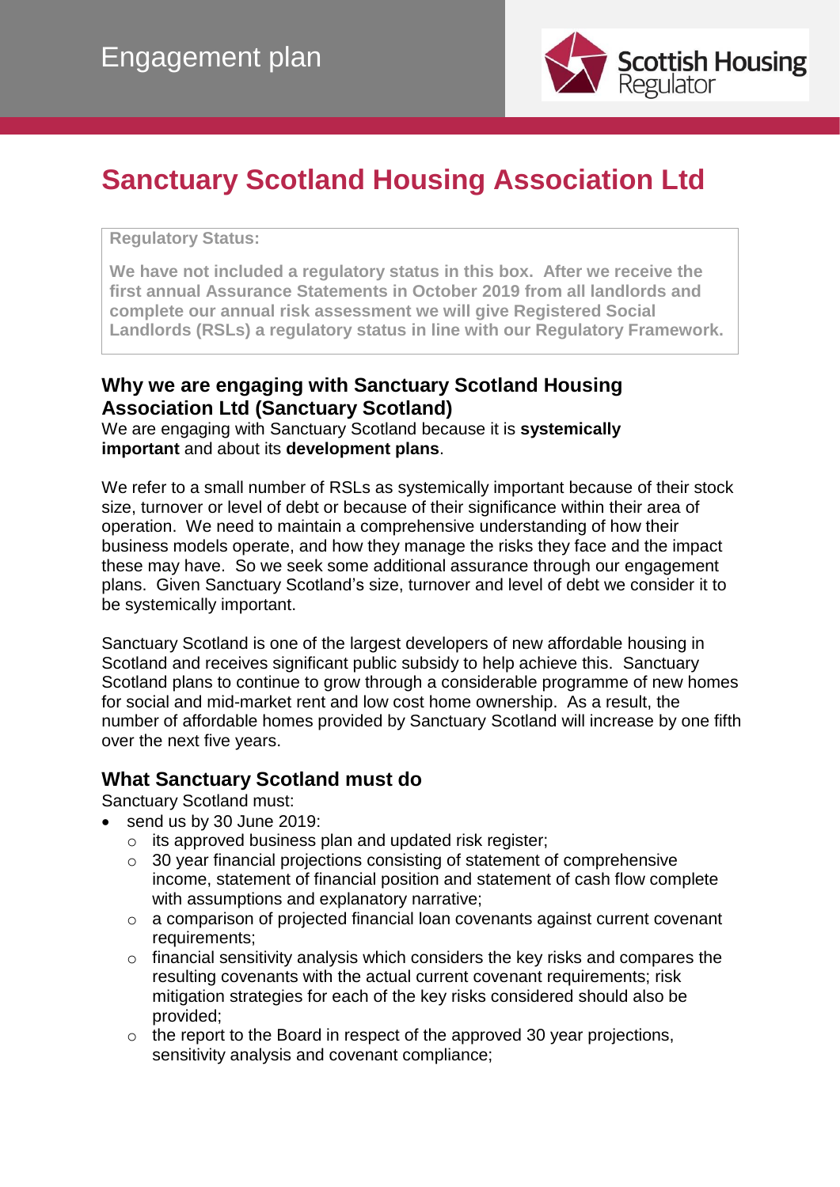# Engagement plan

Scottish Housing Regulator

# Sanctuary Scotland Housing Association Ltd

**Regulatory Status:**

**We have not included a regulatory status in this box. After we receive the first annual Assurance Statements in October 2019 from all landlords and complete our annual risk assessment we will give Registered Social Landlords (RSLs) a regulatory status in line with our Regulatory Framework.**

## Why we are engaging with Sanctuary Scotland Housing Association Ltd (Sanctuary Scotland)

We are engaging with Sanctuary Scotland because it is **systemically important** and about its **development plans**.

We refer to a small number of RSLs as systemically important because of their stock size, turnover or level of debt or because of their significance within their area of operation. We need to maintain a comprehensive understanding of how their business models operate, and how they manage the risks they face and the impact these may have. So we seek some additional assurance through our engagement plans. Given Sanctuary Scotland's size, turnover and level of debt we consider it to be systemically important.

Sanctuary Scotland is one of the largest developers of new affordable housing in Scotland and receives significant public subsidy to help achieve this. Sanctuary Scotland plans to continue to grow through a considerable programme of new homes for social and mid-market rent and low cost home ownership. As a result, the number of affordable homes provided by Sanctuary Scotland will increase by one fifth over the next five years.

## What Sanctuary Scotland must do

Sanctuary Scotland must:

- send us by 30 June 2019:
  - its approved business plan and updated risk register;
  - 30 year financial projections consisting of statement of comprehensive income, statement of financial position and statement of cash flow complete with assumptions and explanatory narrative;
  - a comparison of projected financial loan covenants against current covenant requirements;
  - financial sensitivity analysis which considers the key risks and compares the resulting covenants with the actual current covenant requirements; risk mitigation strategies for each of the key risks considered should also be provided;
  - the report to the Board in respect of the approved 30 year projections, sensitivity analysis and covenant compliance;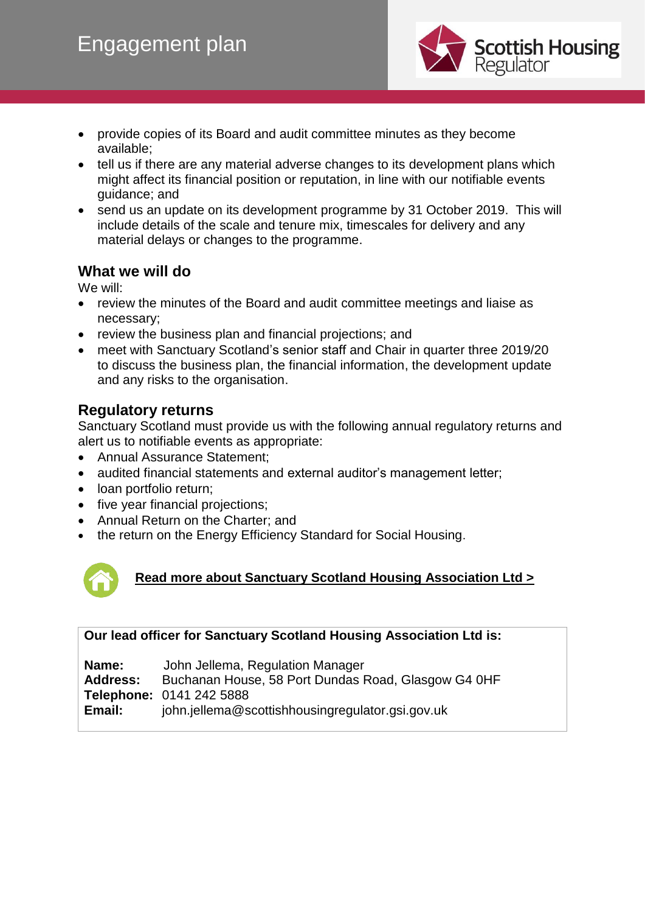- provide copies of its Board and audit committee minutes as they become available;
- tell us if there are any material adverse changes to its development plans which might affect its financial position or reputation, in line with our notifiable events guidance; and
- send us an update on its development programme by 31 October 2019. This will include details of the scale and tenure mix, timescales for delivery and any material delays or changes to the programme.

## What we will do

We will:

- review the minutes of the Board and audit committee meetings and liaise as necessary;
- review the business plan and financial projections; and
- meet with Sanctuary Scotland's senior staff and Chair in quarter three 2019/20 to discuss the business plan, the financial information, the development update and any risks to the organisation.

## Regulatory returns

Sanctuary Scotland must provide us with the following annual regulatory returns and alert us to notifiable events as appropriate:

- Annual Assurance Statement;
- audited financial statements and external auditor's management letter;
- loan portfolio return;
- five year financial projections;
- Annual Return on the Charter; and
- the return on the Energy Efficiency Standard for Social Housing.

**Read more about Sanctuary Scotland Housing Association Ltd >**

**Our lead officer for Sanctuary Scotland Housing Association Ltd is:**

**Name:** John Jellema, Regulation Manager
**Address:** Buchanan House, 58 Port Dundas Road, Glasgow G4 0HF
**Telephone:** 0141 242 5888
**Email:** john.jellema@scottishhousingregulator.gsi.gov.uk